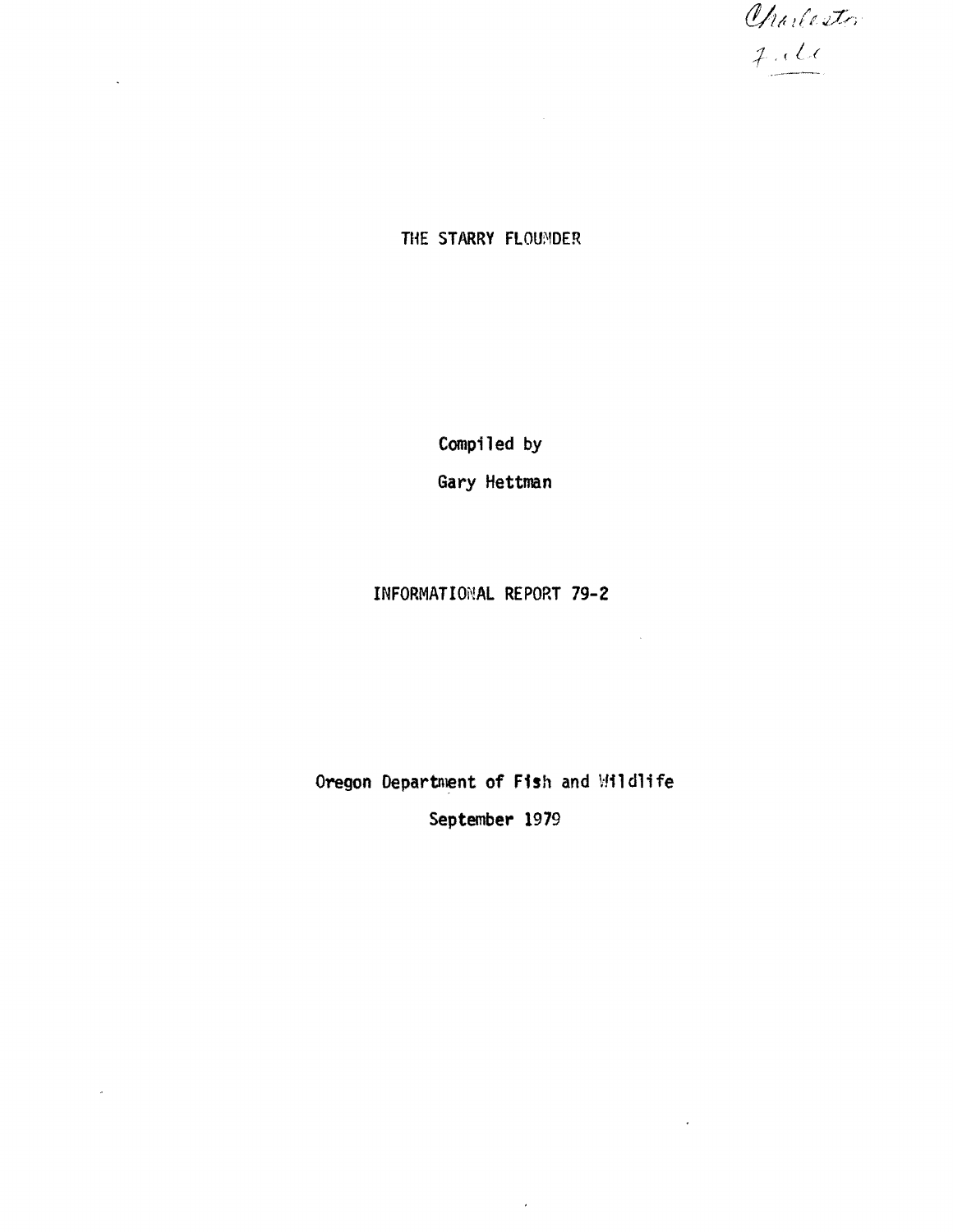Charleston File

# THE STARRY FLOUNDER

Compiled by

Gary Hettman

INFORMATIONAL REPORT 79-2

Oregon Department of Fish and Wildlife

September 1979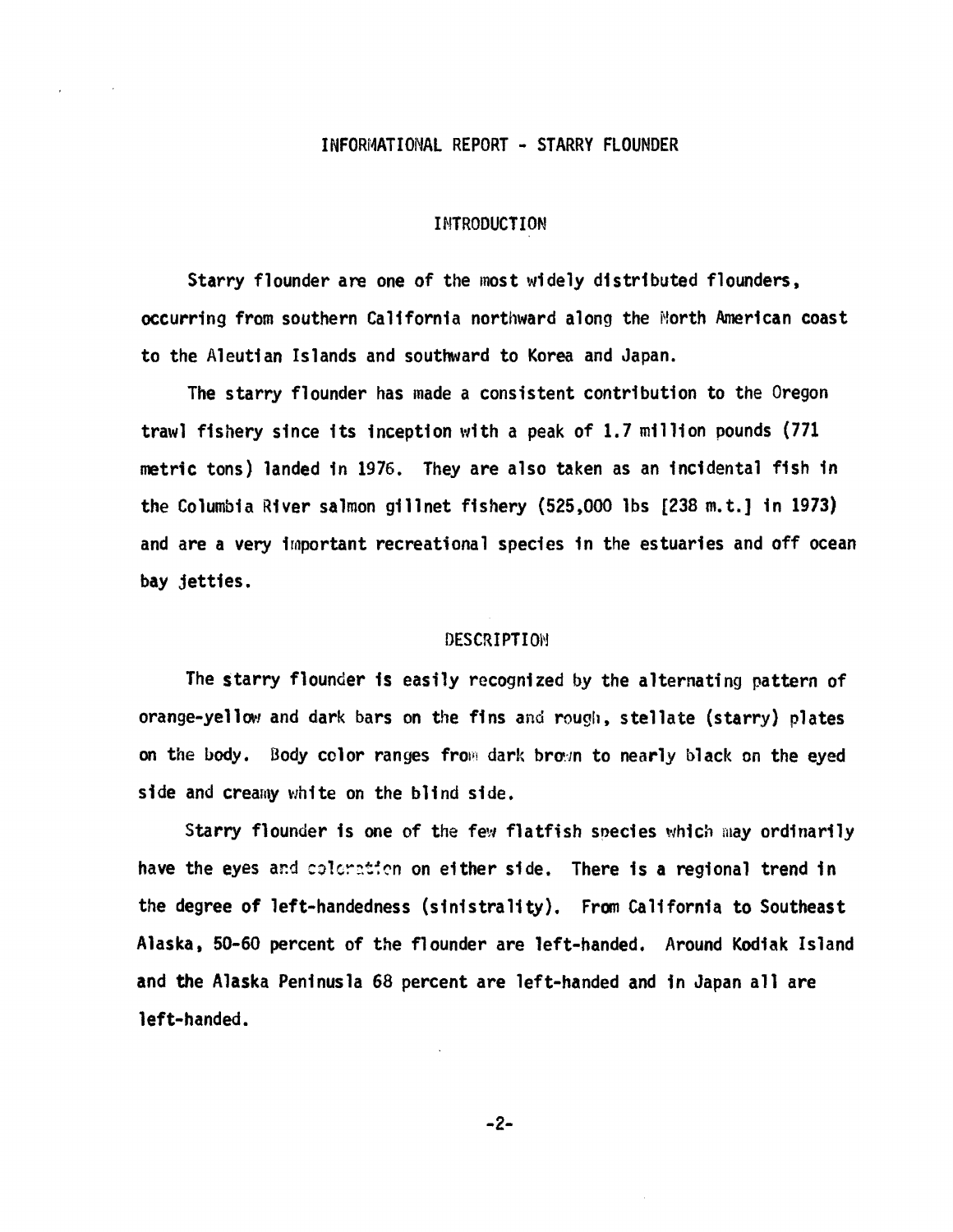# INFORMATIONAL REPORT - STARRY FLOUNDER

## INTRODUCTION

Starry flounder are one of the most widely distributed flounders, occurring from southern California northward along the North American coast to the Aleutian Islands and southward to Korea and Japan.

The starry flounder has made a consistent contribution to the Oregon trawl fishery since its inception with a peak of 1.7 million pounds (771 metric tons) landed in 1976. They are also taken as an incidental fish in the Columbia River salmon gillnet fishery (525,000 lbs [238 m.t.] in 1973) and are a very important recreational species in the estuaries and off ocean bay jetties.

## DESCRIPTION

The starry flounder is easily recognized by the alternating pattern of orange-yellow and dark bars on the fins and rough, stellate (starry) plates on the body. Body color ranges from dark brown to nearly black on the eyed side and creamy white on the blind side.

Starry flounder is one of the few flatfish species which may ordinarily have the eyes and coloration on either side. There is a regional trend in the degree of left-handedness (sinistrality). From California to Southeast Alaska, 50-60 percent of the flounder are left-handed. Around Kodiak Island and the Alaska Peninusla 68 percent are left-handed and in Japan all are left-handed.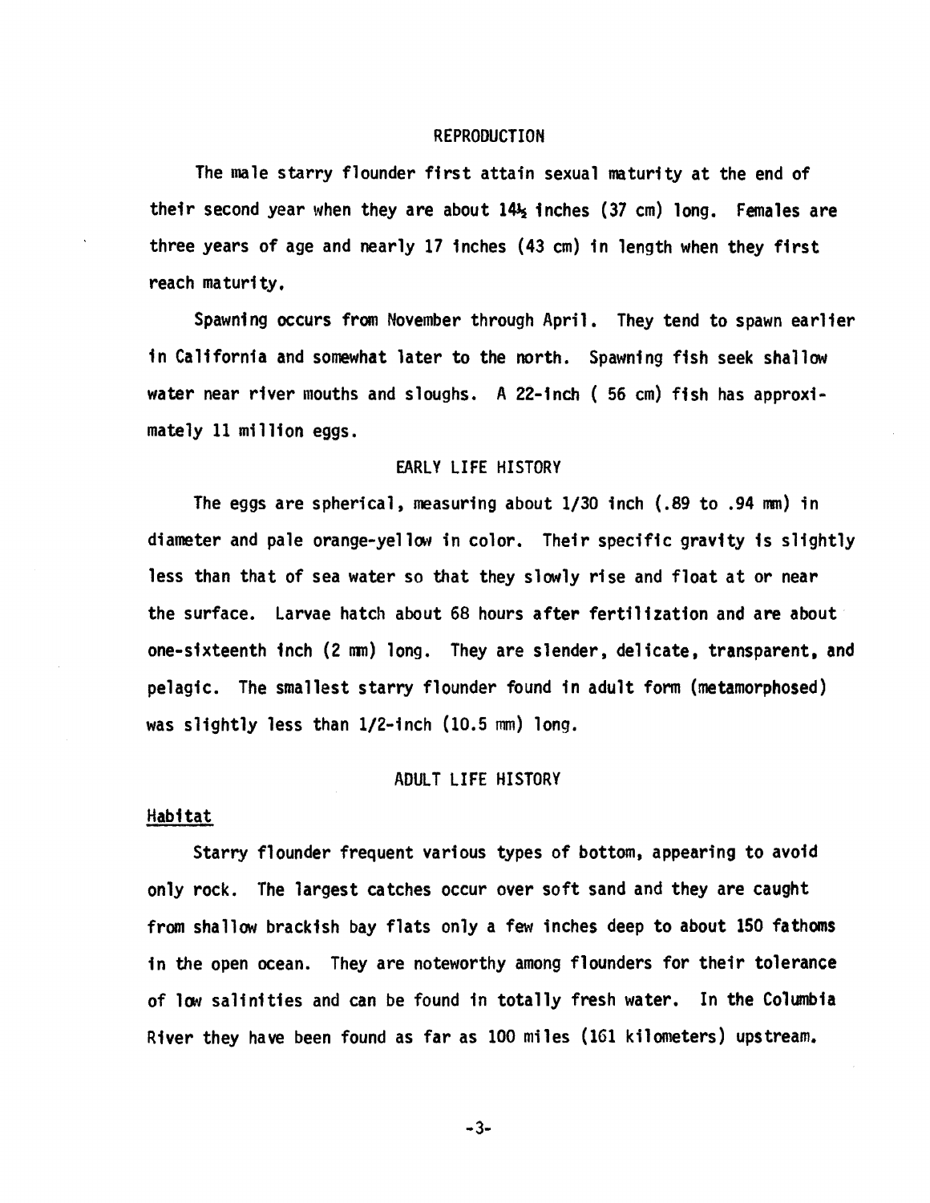## REPRODUCTION

The male starry flounder first attain sexual maturity at the end of their second year when they are about 14½ inches (37 cm) long. Females are three years of age and nearly 17 inches (43 cm) in length when they first reach maturity.

Spawning occurs from November through April. They tend to spawn earlier in California and somewhat later to the north. Spawning fish seek shallow water near river mouths and sloughs. A 22-inch ( 56 cm) fish has approximately 11 million eggs.

## EARLY LIFE HISTORY

The eggs are spherical, measuring about 1/30 inch (.89 to .94 mm) in diameter and pale orange-yellow in color. Their specific gravity is slightly less than that of sea water so that they slowly rise and float at or near the surface. Larvae hatch about 68 hours after fertilization and are about one-sixteenth inch (2 mm) long. They are slender, delicate, transparent, and pelagic. The smallest starry flounder found in adult form (metamorphosed) was slightly less than 1/2-inch (10.5 mm) long.

## ADULT LIFE HISTORY

### Habitat

Starry flounder frequent various types of bottom, appearing to avoid only rock. The largest catches occur over soft sand and they are caught from shallow brackish bay flats only a few inches deep to about 150 fathoms in the open ocean. They are noteworthy among flounders for their tolerance of low salinities and can be found in totally fresh water. In the Columbia River they have been found as far as 100 miles (161 kilometers) upstream.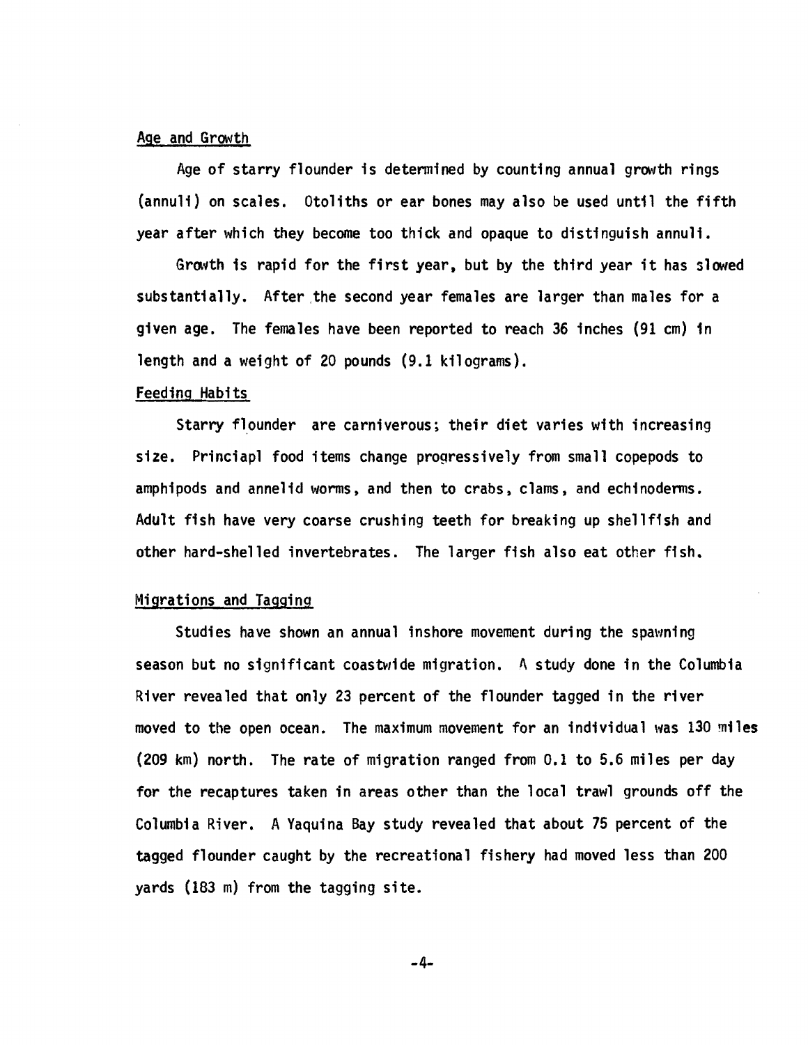## Age and Growth

Age of starry flounder is determined by counting annual growth rings (annuli) on scales. Otoliths or ear bones may also be used until the fifth year after which they become too thick and opaque to distinguish annuli.

Growth is rapid for the first year, but by the third year it has slowed substantially. After the second year females are larger than males for a given age. The females have been reported to reach 36 inches (91 cm) in length and a weight of 20 pounds (9.1 kilograms).

## Feeding Habits

Starry flounder are carniverous; their diet varies with increasing size. Princiapl food items change progressively from small copepods to amphipods and annelid worms, and then to crabs, clams, and echinoderms. Adult fish have very coarse crushing teeth for breaking up shellfish and other hard-shelled invertebrates. The larger fish also eat other fish.

## Migrations and Tagging

Studies have shown an annual inshore movement during the spawning season but no significant coastwide migration. A study done in the Columbia River revealed that only 23 percent of the flounder tagged in the river moved to the open ocean. The maximum movement for an individual was 130 miles (209 km) north. The rate of migration ranged from 0.1 to 5.6 miles per day for the recaptures taken in areas other than the local trawl grounds off the Columbia River. A Yaquina Bay study revealed that about 75 percent of the tagged flounder caught by the recreational fishery had moved less than 200 yards (183 m) from the tagging site.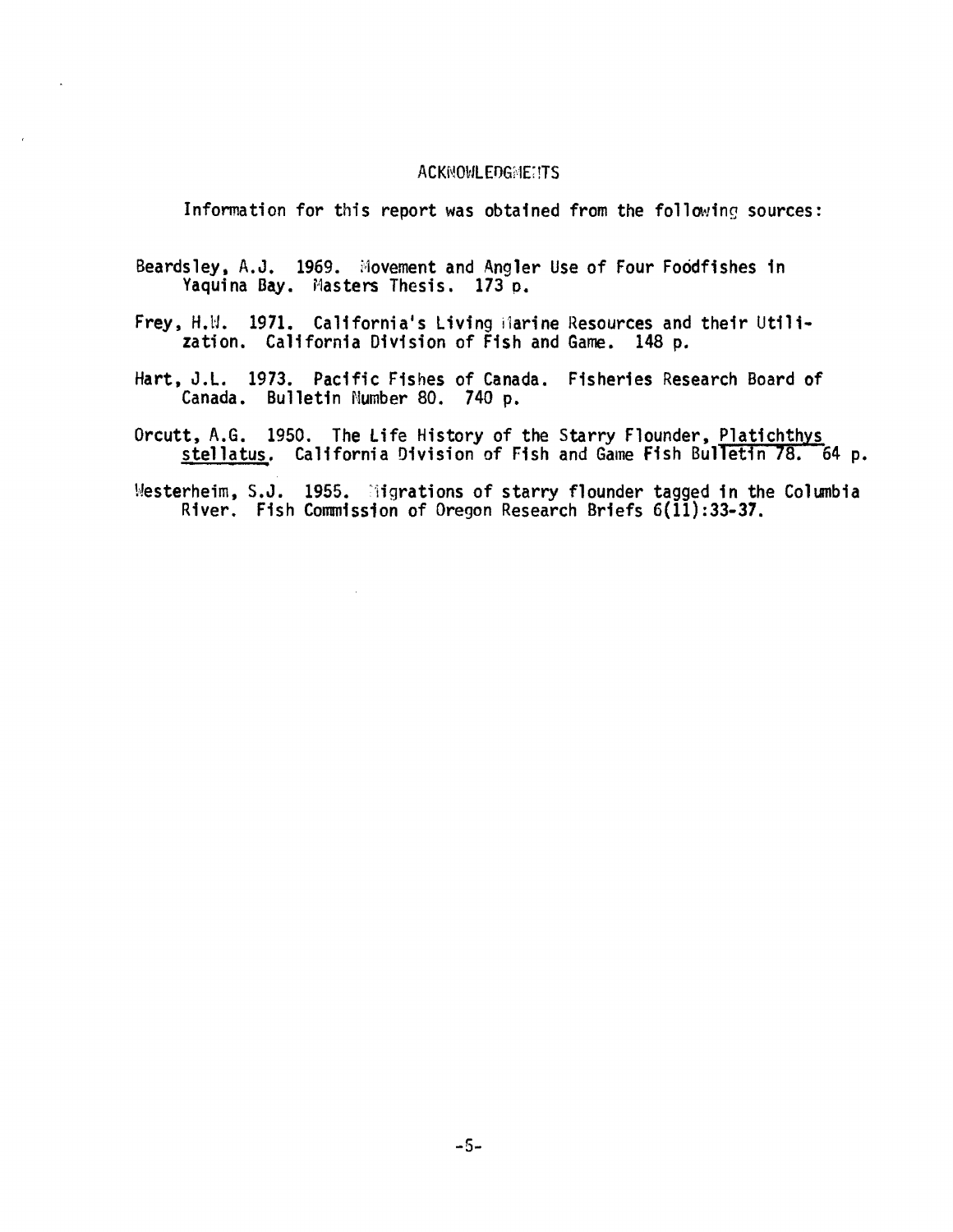## ACKNOWLEDGMENTS

Information for this report was obtained from the following sources:

Beardsley, A.J. 1969. Movement and Angler Use of Four Foodfishes in Yaquina Bay. Masters Thesis. 173 p.

Frey, H.W. 1971. California's Living Marine Resources and their Utilization. California Division of Fish and Game. 148 p.

Hart, J.L. 1973. Pacific Fishes of Canada. Fisheries Research Board of Canada. Bulletin Number 80. 740 p.

Orcutt, A.G. 1950. The Life History of the Starry Flounder, *Platichthys stellatus*. California Division of Fish and Game Fish Bulletin 78. 64 p.

Westerheim, S.J. 1955. Migrations of starry flounder tagged in the Columbia River. Fish Commission of Oregon Research Briefs 6(11):33-37.